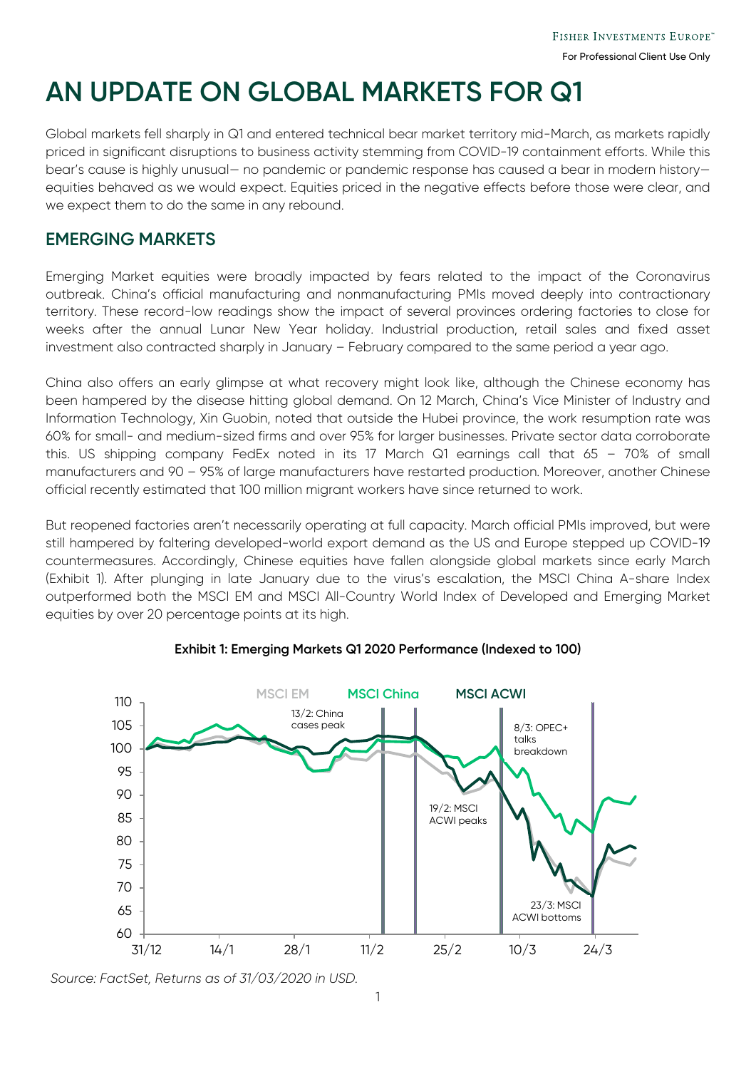# AN UPDATE ON GLOBAL MARKETS FOR Q1

Global markets fell sharply in Q1 and entered technical bear market territory mid-March, as markets rapidly priced in significant disruptions to business activity stemming from COVID-19 containment efforts. While this bear's cause is highly unusual— no pandemic or pandemic response has caused a bear in modern history— equities behaved as we would expect. Equities priced in the negative effects before those were clear, and we expect them to do the same in any rebound.

## EMERGING MARKETS

Emerging Market equities were broadly impacted by fears related to the impact of the Coronavirus outbreak. China's official manufacturing and nonmanufacturing PMIs moved deeply into contractionary territory. These record-low readings show the impact of several provinces ordering factories to close for weeks after the annual Lunar New Year holiday. Industrial production, retail sales and fixed asset investment also contracted sharply in January – February compared to the same period a year ago.

China also offers an early glimpse at what recovery might look like, although the Chinese economy has been hampered by the disease hitting global demand. On 12 March, China's Vice Minister of Industry and Information Technology, Xin Guobin, noted that outside the Hubei province, the work resumption rate was 60% for small- and medium-sized firms and over 95% for larger businesses. Private sector data corroborate this. US shipping company FedEx noted in its 17 March Q1 earnings call that 65 – 70% of small manufacturers and 90 – 95% of large manufacturers have restarted production. Moreover, another Chinese official recently estimated that 100 million migrant workers have since returned to work.

But reopened factories aren't necessarily operating at full capacity. March official PMIs improved, but were still hampered by faltering developed-world export demand as the US and Europe stepped up COVID-19 countermeasures. Accordingly, Chinese equities have fallen alongside global markets since early March (Exhibit 1). After plunging in late January due to the virus's escalation, the MSCI China A-share Index outperformed both the MSCI EM and MSCI All-Country World Index of Developed and Emerging Market equities by over 20 percentage points at its high.

**Exhibit 1: Emerging Markets Q1 2020 Performance (Indexed to 100)**

*Source: FactSet, Returns as of 31/03/2020 in USD.*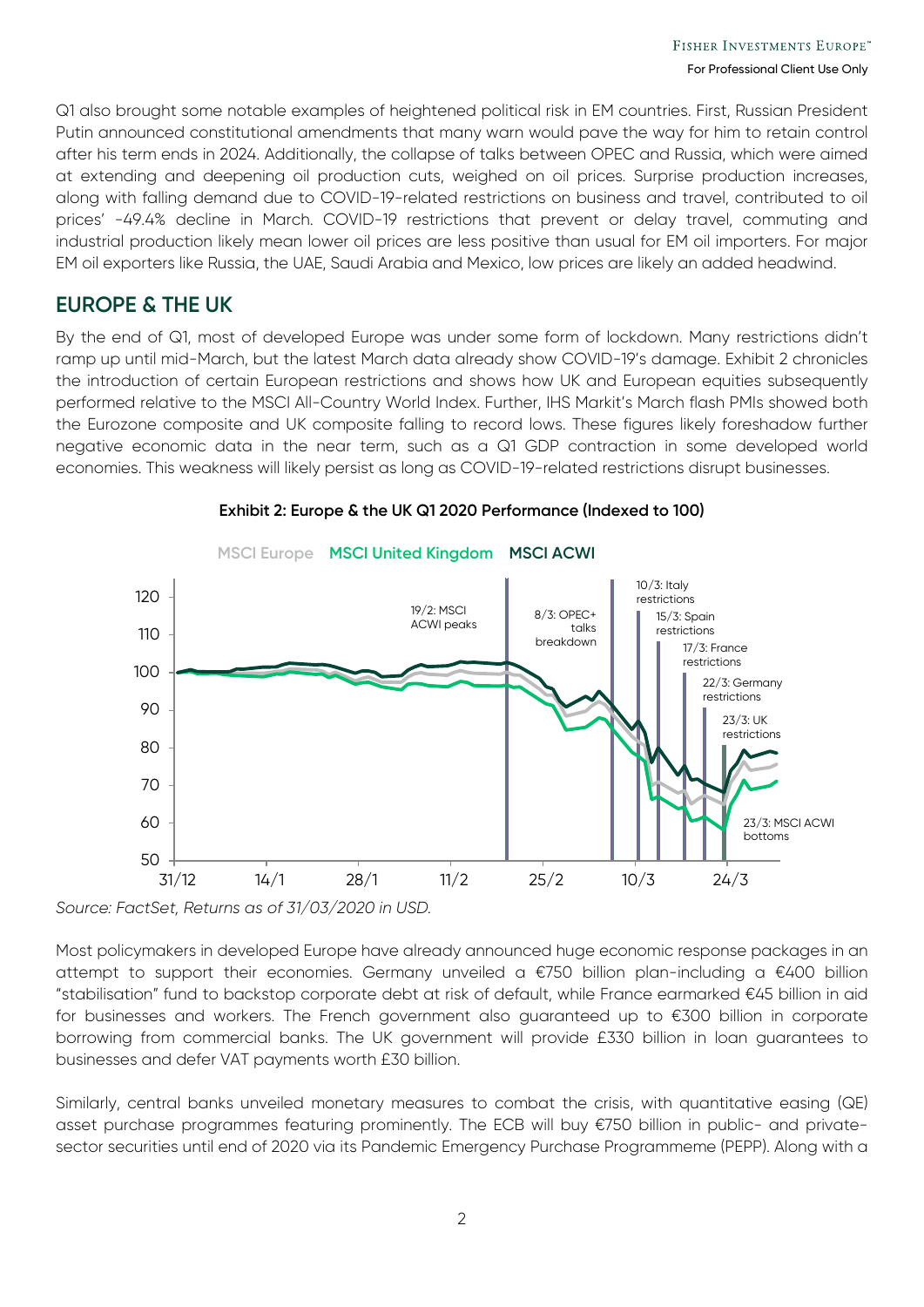Q1 also brought some notable examples of heightened political risk in EM countries. First, Russian President Putin announced constitutional amendments that many warn would pave the way for him to retain control after his term ends in 2024. Additionally, the collapse of talks between OPEC and Russia, which were aimed at extending and deepening oil production cuts, weighed on oil prices. Surprise production increases, along with falling demand due to COVID-19-related restrictions on business and travel, contributed to oil prices' -49.4% decline in March. COVID-19 restrictions that prevent or delay travel, commuting and industrial production likely mean lower oil prices are less positive than usual for EM oil importers. For major EM oil exporters like Russia, the UAE, Saudi Arabia and Mexico, low prices are likely an added headwind.

## EUROPE & THE UK

By the end of Q1, most of developed Europe was under some form of lockdown. Many restrictions didn't ramp up until mid-March, but the latest March data already show COVID-19's damage. Exhibit 2 chronicles the introduction of certain European restrictions and shows how UK and European equities subsequently performed relative to the MSCI All-Country World Index. Further, IHS Markit's March flash PMIs showed both the Eurozone composite and UK composite falling to record lows. These figures likely foreshadow further negative economic data in the near term, such as a Q1 GDP contraction in some developed world economies. This weakness will likely persist as long as COVID-19-related restrictions disrupt businesses.

**Exhibit 2: Europe & the UK Q1 2020 Performance (Indexed to 100)**

*Source: FactSet, Returns as of 31/03/2020 in USD.*

Most policymakers in developed Europe have already announced huge economic response packages in an attempt to support their economies. Germany unveiled a €750 billion plan-including a €400 billion "stabilisation" fund to backstop corporate debt at risk of default, while France earmarked €45 billion in aid for businesses and workers. The French government also guaranteed up to €300 billion in corporate borrowing from commercial banks. The UK government will provide £330 billion in loan guarantees to businesses and defer VAT payments worth £30 billion.

Similarly, central banks unveiled monetary measures to combat the crisis, with quantitative easing (QE) asset purchase programmes featuring prominently. The ECB will buy €750 billion in public- and private-sector securities until end of 2020 via its Pandemic Emergency Purchase Programmeme (PEPP). Along with a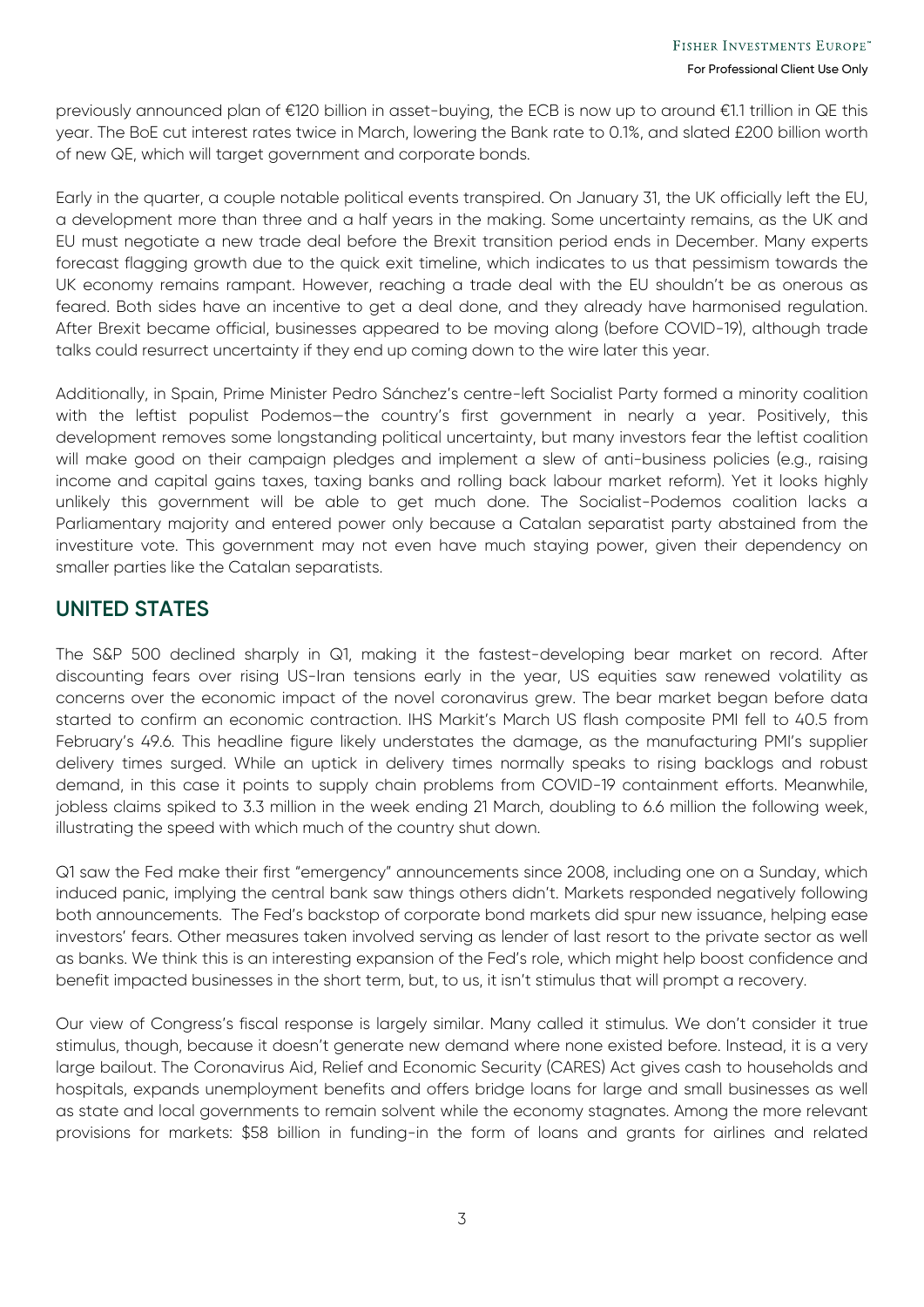previously announced plan of €120 billion in asset-buying, the ECB is now up to around €1.1 trillion in QE this year. The BoE cut interest rates twice in March, lowering the Bank rate to 0.1%, and slated £200 billion worth of new QE, which will target government and corporate bonds.

Early in the quarter, a couple notable political events transpired. On January 31, the UK officially left the EU, a development more than three and a half years in the making. Some uncertainty remains, as the UK and EU must negotiate a new trade deal before the Brexit transition period ends in December. Many experts forecast flagging growth due to the quick exit timeline, which indicates to us that pessimism towards the UK economy remains rampant. However, reaching a trade deal with the EU shouldn't be as onerous as feared. Both sides have an incentive to get a deal done, and they already have harmonised regulation. After Brexit became official, businesses appeared to be moving along (before COVID-19), although trade talks could resurrect uncertainty if they end up coming down to the wire later this year.

Additionally, in Spain, Prime Minister Pedro Sánchez's centre-left Socialist Party formed a minority coalition with the leftist populist Podemos—the country's first government in nearly a year. Positively, this development removes some longstanding political uncertainty, but many investors fear the leftist coalition will make good on their campaign pledges and implement a slew of anti-business policies (e.g., raising income and capital gains taxes, taxing banks and rolling back labour market reform). Yet it looks highly unlikely this government will be able to get much done. The Socialist-Podemos coalition lacks a Parliamentary majority and entered power only because a Catalan separatist party abstained from the investiture vote. This government may not even have much staying power, given their dependency on smaller parties like the Catalan separatists.

## UNITED STATES

The S&P 500 declined sharply in Q1, making it the fastest-developing bear market on record. After discounting fears over rising US-Iran tensions early in the year, US equities saw renewed volatility as concerns over the economic impact of the novel coronavirus grew. The bear market began before data started to confirm an economic contraction. IHS Markit's March US flash composite PMI fell to 40.5 from February's 49.6. This headline figure likely understates the damage, as the manufacturing PMI's supplier delivery times surged. While an uptick in delivery times normally speaks to rising backlogs and robust demand, in this case it points to supply chain problems from COVID-19 containment efforts. Meanwhile, jobless claims spiked to 3.3 million in the week ending 21 March, doubling to 6.6 million the following week, illustrating the speed with which much of the country shut down.

Q1 saw the Fed make their first "emergency" announcements since 2008, including one on a Sunday, which induced panic, implying the central bank saw things others didn't. Markets responded negatively following both announcements. The Fed's backstop of corporate bond markets did spur new issuance, helping ease investors' fears. Other measures taken involved serving as lender of last resort to the private sector as well as banks. We think this is an interesting expansion of the Fed's role, which might help boost confidence and benefit impacted businesses in the short term, but, to us, it isn't stimulus that will prompt a recovery.

Our view of Congress's fiscal response is largely similar. Many called it stimulus. We don't consider it true stimulus, though, because it doesn't generate new demand where none existed before. Instead, it is a very large bailout. The Coronavirus Aid, Relief and Economic Security (CARES) Act gives cash to households and hospitals, expands unemployment benefits and offers bridge loans for large and small businesses as well as state and local governments to remain solvent while the economy stagnates. Among the more relevant provisions for markets: $58 billion in funding-in the form of loans and grants for airlines and related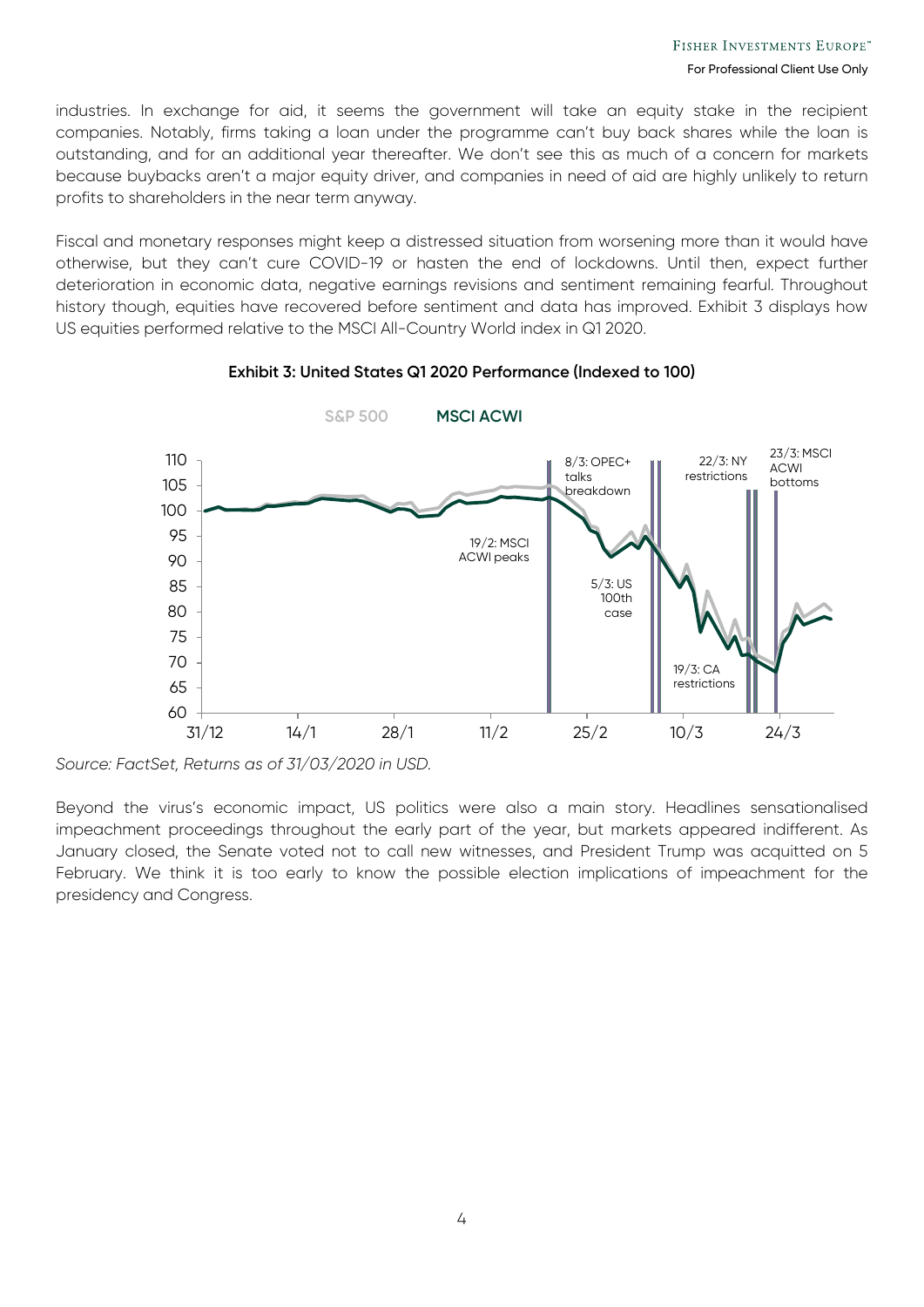industries. In exchange for aid, it seems the government will take an equity stake in the recipient companies. Notably, firms taking a loan under the programme can't buy back shares while the loan is outstanding, and for an additional year thereafter. We don't see this as much of a concern for markets because buybacks aren't a major equity driver, and companies in need of aid are highly unlikely to return profits to shareholders in the near term anyway.

Fiscal and monetary responses might keep a distressed situation from worsening more than it would have otherwise, but they can't cure COVID-19 or hasten the end of lockdowns. Until then, expect further deterioration in economic data, negative earnings revisions and sentiment remaining fearful. Throughout history though, equities have recovered before sentiment and data has improved. Exhibit 3 displays how US equities performed relative to the MSCI All-Country World index in Q1 2020.

**Exhibit 3: United States Q1 2020 Performance (Indexed to 100)**

S&P 500 MSCI ACWI

110
105
100
95
90
85
80
75
70
65
60

31/12 14/1 28/1 11/2 25/2 10/3 24/3

19/2: MSCI ACWI peaks

8/3: OPEC+ talks breakdown

5/3: US 100th case

22/3: NY restrictions

19/3: CA restrictions

23/3: MSCI ACWI bottoms

*Source: FactSet, Returns as of 31/03/2020 in USD.*

Beyond the virus's economic impact, US politics were also a main story. Headlines sensationalised impeachment proceedings throughout the early part of the year, but markets appeared indifferent. As January closed, the Senate voted not to call new witnesses, and President Trump was acquitted on 5 February. We think it is too early to know the possible election implications of impeachment for the presidency and Congress.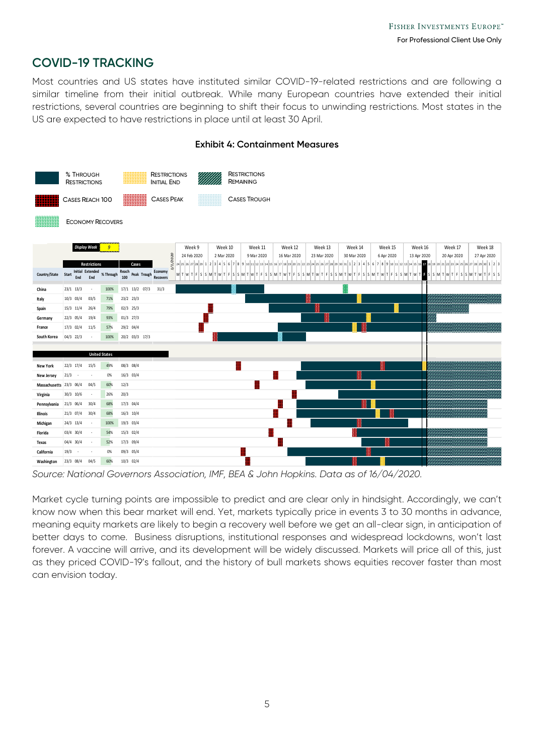## COVID-19 TRACKING

Most countries and US states have instituted similar COVID-19-related restrictions and are following a similar timeline from their initial outbreak. While many European countries have extended their initial restrictions, several countries are beginning to shift their focus to unwinding restrictions. Most states in the US are expected to have restrictions in place until at least 30 April.

**Exhibit 4: Containment Measures**

| Country/State | Restrictions Start | Initial End | Extended End | % Through | Cases Reach 100 | Peak | Trough | Economy Recovers |
|---|---|---|---|---|---|---|---|---|
| China | 23/1 | 13/3 | - | 100% | 17/1 | 13/2 | 07/3 | 31/3 |
| Italy | 10/3 | 03/4 | 03/5 | 71% | 23/2 | 23/3 | | |
| Spain | 15/3 | 11/4 | 26/4 | 79% | 02/3 | 25/3 | | |
| Germany | 22/3 | 05/4 | 19/4 | 93% | 01/3 | 27/3 | | |
| France | 17/3 | 02/4 | 11/5 | 57% | 29/2 | 04/4 | | |
| South Korea | 04/3 | 22/3 | - | 100% | 20/2 | 03/3 | 17/3 | |
| **United States** | | | | | | | | |
| New York | 22/3 | 17/4 | 15/5 | 49% | 08/3 | 08/4 | | |
| New Jersey | 21/3 | - | - | 0% | 16/3 | 03/4 | | |
| Massachusetts | 23/3 | 06/4 | 04/5 | 60% | 12/3 | | | |
| Virginia | 30/3 | 10/6 | - | 26% | 20/3 | | | |
| Pennsylvania | 21/3 | 06/4 | 30/4 | 68% | 17/3 | 04/4 | | |
| Illinois | 21/3 | 07/4 | 30/4 | 68% | 16/3 | 10/4 | | |
| Michigan | 24/3 | 13/4 | - | 100% | 19/3 | 03/4 | | |
| Florida | 03/4 | 30/4 | - | 54% | 15/3 | 02/4 | | |
| Texas | 04/4 | 30/4 | - | 52% | 17/3 | 09/4 | | |
| California | 19/3 | - | - | 0% | 09/3 | 05/4 | | |
| Washington | 23/3 | 08/4 | 04/5 | 60% | 10/3 | 02/4 | | |

*Source: National Governors Association, IMF, BEA & John Hopkins. Data as of 16/04/2020.*

Market cycle turning points are impossible to predict and are clear only in hindsight. Accordingly, we can't know now when this bear market will end. Yet, markets typically price in events 3 to 30 months in advance, meaning equity markets are likely to begin a recovery well before we get an all-clear sign, in anticipation of better days to come. Business disruptions, institutional responses and widespread lockdowns, won't last forever. A vaccine will arrive, and its development will be widely discussed. Markets will price all of this, just as they priced COVID-19's fallout, and the history of bull markets shows equities recover faster than most can envision today.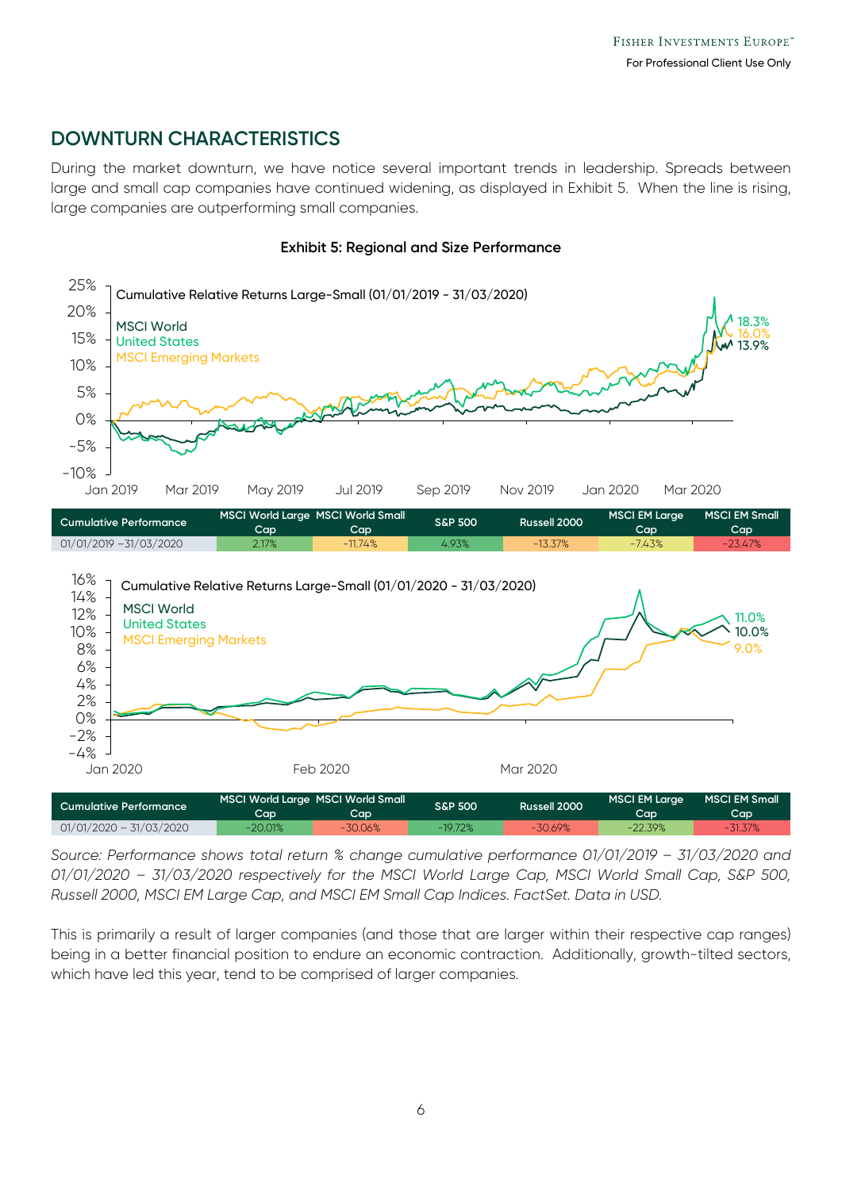## DOWNTURN CHARACTERISTICS

During the market downturn, we have notice several important trends in leadership. Spreads between large and small cap companies have continued widening, as displayed in Exhibit 5. When the line is rising, large companies are outperforming small companies.

**Exhibit 5: Regional and Size Performance**

| Cumulative Performance | MSCI World Large Cap | MSCI World Small Cap | S&P 500 | Russell 2000 | MSCI EM Large Cap | MSCI EM Small Cap |
|---|---|---|---|---|---|---|
| 01/01/2019 –31/03/2020 | 2.17% | -11.74% | 4.93% | -13.37% | -7.43% | -23.47% |

| Cumulative Performance | MSCI World Large Cap | MSCI World Small Cap | S&P 500 | Russell 2000 | MSCI EM Large Cap | MSCI EM Small Cap |
|---|---|---|---|---|---|---|
| 01/01/2020 – 31/03/2020 | -20.01% | -30.06% | -19.72% | -30.69% | -22.39% | -31.37% |

*Source: Performance shows total return % change cumulative performance 01/01/2019 – 31/03/2020 and 01/01/2020 – 31/03/2020 respectively for the MSCI World Large Cap, MSCI World Small Cap, S&P 500, Russell 2000, MSCI EM Large Cap, and MSCI EM Small Cap Indices. FactSet. Data in USD.*

This is primarily a result of larger companies (and those that are larger within their respective cap ranges) being in a better financial position to endure an economic contraction. Additionally, growth-tilted sectors, which have led this year, tend to be comprised of larger companies.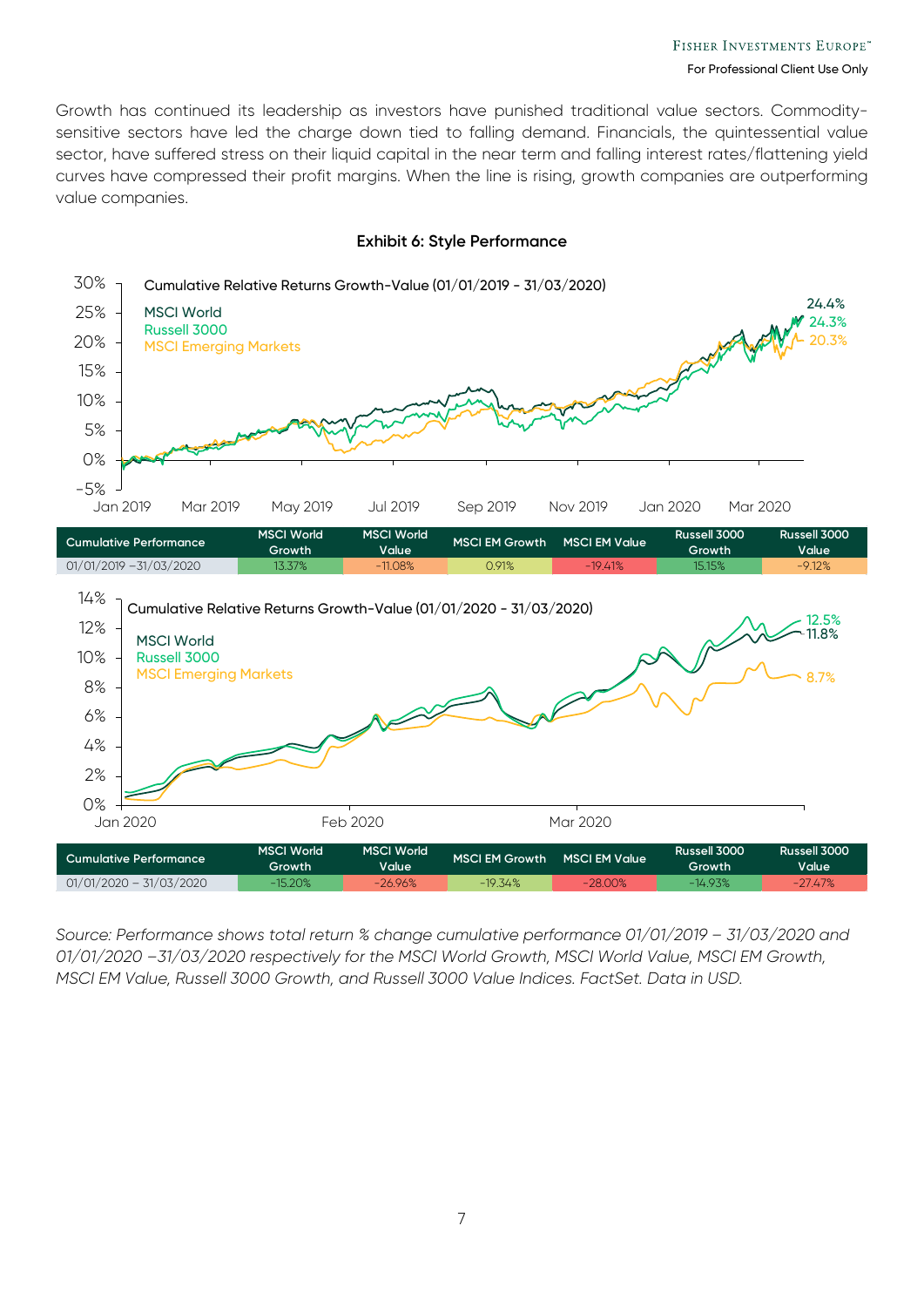Growth has continued its leadership as investors have punished traditional value sectors. Commodity-sensitive sectors have led the charge down tied to falling demand. Financials, the quintessential value sector, have suffered stress on their liquid capital in the near term and falling interest rates/flattening yield curves have compressed their profit margins. When the line is rising, growth companies are outperforming value companies.

**Exhibit 6: Style Performance**

Cumulative Relative Returns Growth-Value (01/01/2019 - 31/03/2020)

| Cumulative Performance | MSCI World Growth | MSCI World Value | MSCI EM Growth | MSCI EM Value | Russell 3000 Growth | Russell 3000 Value |
|---|---|---|---|---|---|---|
| 01/01/2019 –31/03/2020 | 13.37% | -11.08% | 0.91% | -19.41% | 15.15% | -9.12% |

Cumulative Relative Returns Growth-Value (01/01/2020 - 31/03/2020)

| Cumulative Performance | MSCI World Growth | MSCI World Value | MSCI EM Growth | MSCI EM Value | Russell 3000 Growth | Russell 3000 Value |
|---|---|---|---|---|---|---|
| 01/01/2020 – 31/03/2020 | -15.20% | -26.96% | -19.34% | -28.00% | -14.93% | -27.47% |

*Source: Performance shows total return % change cumulative performance 01/01/2019 – 31/03/2020 and 01/01/2020 –31/03/2020 respectively for the MSCI World Growth, MSCI World Value, MSCI EM Growth, MSCI EM Value, Russell 3000 Growth, and Russell 3000 Value Indices. FactSet. Data in USD.*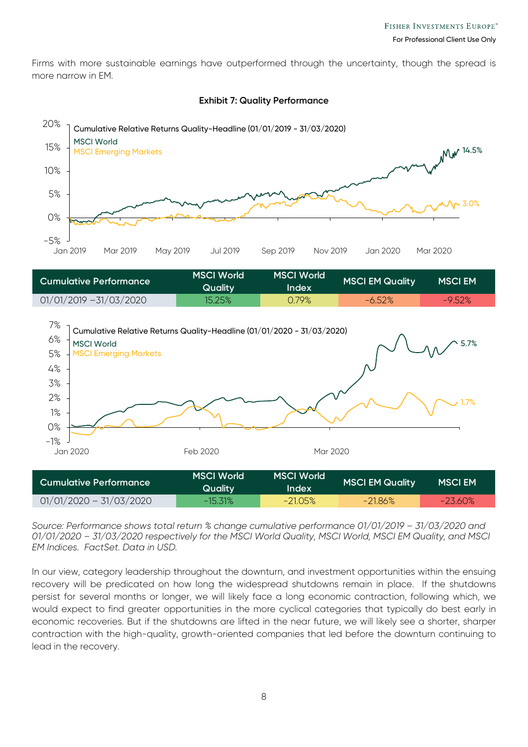Firms with more sustainable earnings have outperformed through the uncertainty, though the spread is more narrow in EM.

**Exhibit 7: Quality Performance**

| Cumulative Performance | MSCI World Quality | MSCI World Index | MSCI EM Quality | MSCI EM |
|---|---|---|---|---|
| 01/01/2019 –31/03/2020 | 15.25% | 0.79% | -6.52% | -9.52% |

| Cumulative Performance | MSCI World Quality | MSCI World Index | MSCI EM Quality | MSCI EM |
|---|---|---|---|---|
| 01/01/2020 – 31/03/2020 | -15.31% | -21.05% | -21.86% | -23.60% |

*Source: Performance shows total return % change cumulative performance 01/01/2019 – 31/03/2020 and 01/01/2020 – 31/03/2020 respectively for the MSCI World Quality, MSCI World, MSCI EM Quality, and MSCI EM Indices. FactSet. Data in USD.*

In our view, category leadership throughout the downturn, and investment opportunities within the ensuing recovery will be predicated on how long the widespread shutdowns remain in place. If the shutdowns persist for several months or longer, we will likely face a long economic contraction, following which, we would expect to find greater opportunities in the more cyclical categories that typically do best early in economic recoveries. But if the shutdowns are lifted in the near future, we will likely see a shorter, sharper contraction with the high-quality, growth-oriented companies that led before the downturn continuing to lead in the recovery.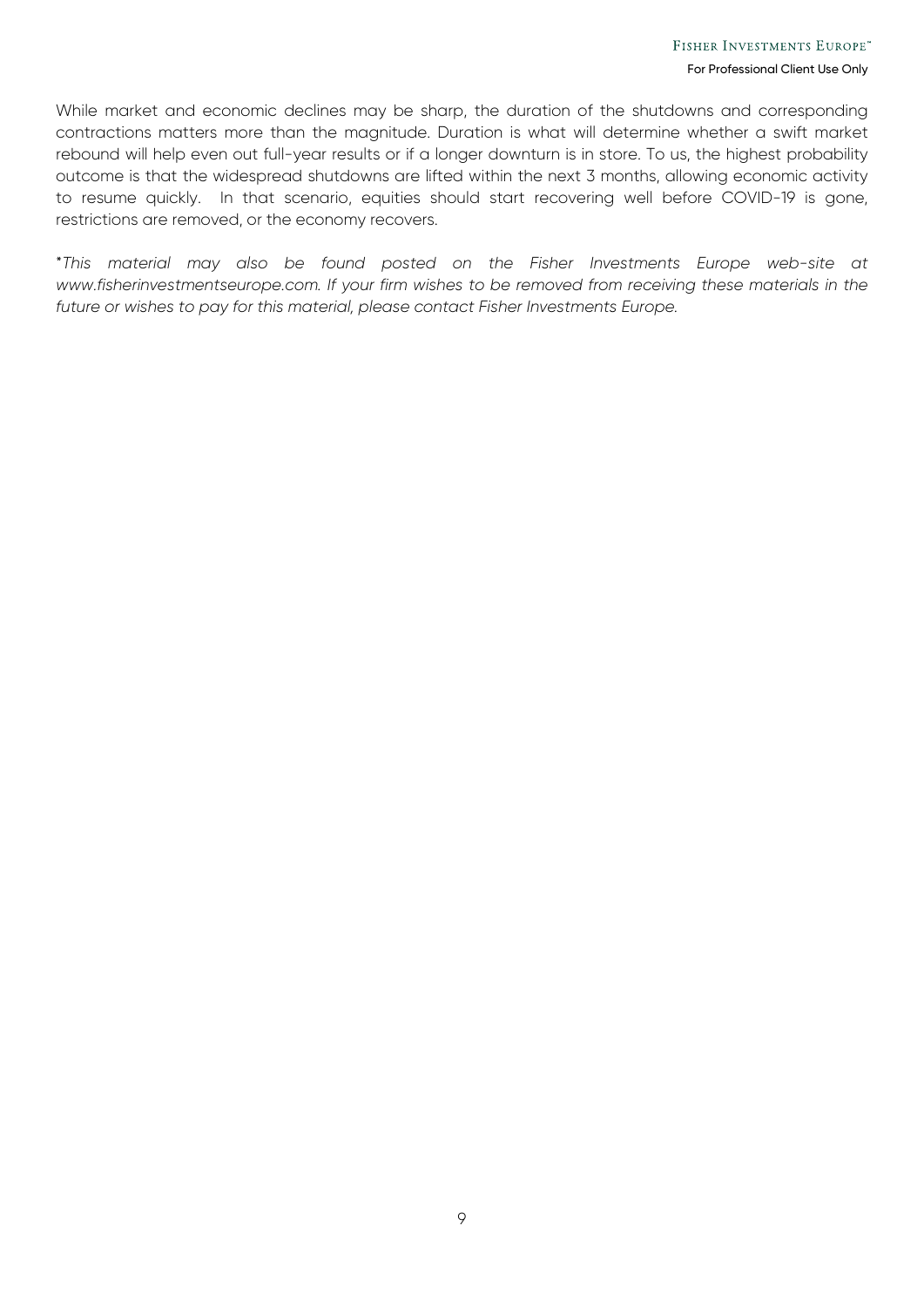While market and economic declines may be sharp, the duration of the shutdowns and corresponding contractions matters more than the magnitude. Duration is what will determine whether a swift market rebound will help even out full-year results or if a longer downturn is in store. To us, the highest probability outcome is that the widespread shutdowns are lifted within the next 3 months, allowing economic activity to resume quickly. In that scenario, equities should start recovering well before COVID-19 is gone, restrictions are removed, or the economy recovers.

**This material may also be found posted on the Fisher Investments Europe web-site at www.fisherinvestmentseurope.com. If your firm wishes to be removed from receiving these materials in the future or wishes to pay for this material, please contact Fisher Investments Europe.*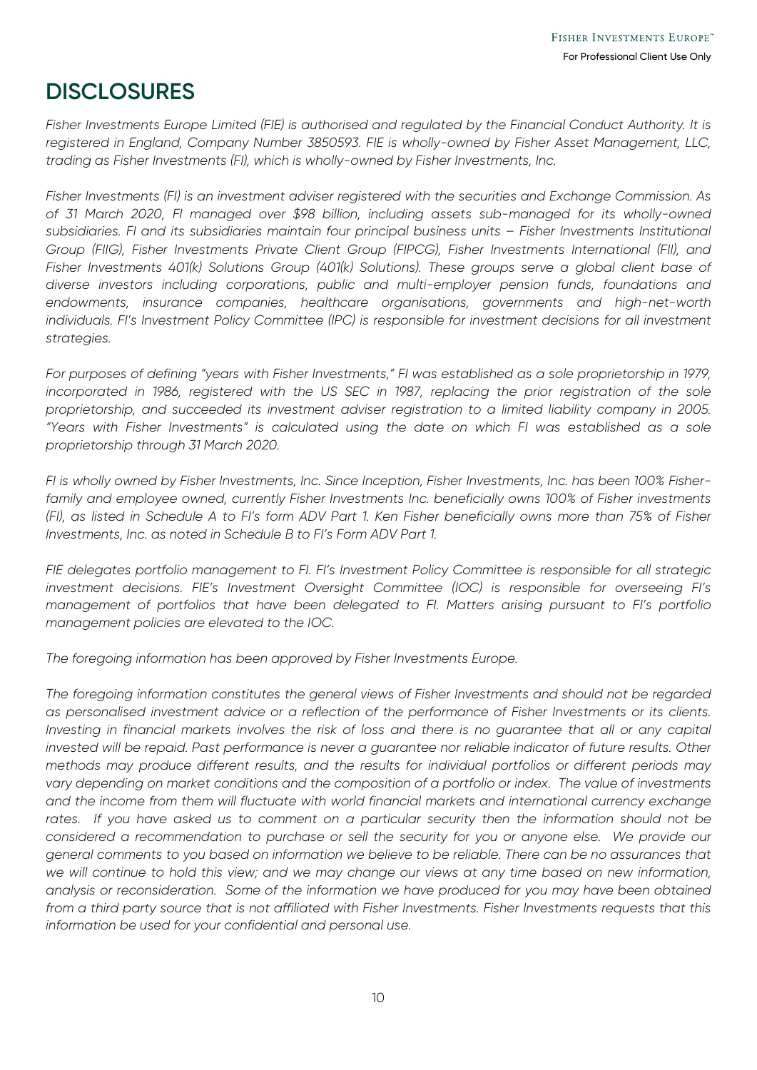# DISCLOSURES

*Fisher Investments Europe Limited (FIE) is authorised and regulated by the Financial Conduct Authority. It is registered in England, Company Number 3850593. FIE is wholly-owned by Fisher Asset Management, LLC, trading as Fisher Investments (FI), which is wholly-owned by Fisher Investments, Inc.*

*Fisher Investments (FI) is an investment adviser registered with the securities and Exchange Commission. As of 31 March 2020, FI managed over $98 billion, including assets sub-managed for its wholly-owned subsidiaries. FI and its subsidiaries maintain four principal business units – Fisher Investments Institutional Group (FIIG), Fisher Investments Private Client Group (FIPCG), Fisher Investments International (FII), and Fisher Investments 401(k) Solutions Group (401(k) Solutions). These groups serve a global client base of diverse investors including corporations, public and multi-employer pension funds, foundations and endowments, insurance companies, healthcare organisations, governments and high-net-worth individuals. FI's Investment Policy Committee (IPC) is responsible for investment decisions for all investment strategies.*

*For purposes of defining "years with Fisher Investments," FI was established as a sole proprietorship in 1979, incorporated in 1986, registered with the US SEC in 1987, replacing the prior registration of the sole proprietorship, and succeeded its investment adviser registration to a limited liability company in 2005. "Years with Fisher Investments" is calculated using the date on which FI was established as a sole proprietorship through 31 March 2020.*

*FI is wholly owned by Fisher Investments, Inc. Since Inception, Fisher Investments, Inc. has been 100% Fisher-family and employee owned, currently Fisher Investments Inc. beneficially owns 100% of Fisher investments (FI), as listed in Schedule A to FI's form ADV Part 1. Ken Fisher beneficially owns more than 75% of Fisher Investments, Inc. as noted in Schedule B to FI's Form ADV Part 1.*

*FIE delegates portfolio management to FI. FI's Investment Policy Committee is responsible for all strategic investment decisions. FIE's Investment Oversight Committee (IOC) is responsible for overseeing FI's management of portfolios that have been delegated to FI. Matters arising pursuant to FI's portfolio management policies are elevated to the IOC.*

*The foregoing information has been approved by Fisher Investments Europe.*

*The foregoing information constitutes the general views of Fisher Investments and should not be regarded as personalised investment advice or a reflection of the performance of Fisher Investments or its clients. Investing in financial markets involves the risk of loss and there is no guarantee that all or any capital invested will be repaid. Past performance is never a guarantee nor reliable indicator of future results. Other methods may produce different results, and the results for individual portfolios or different periods may vary depending on market conditions and the composition of a portfolio or index. The value of investments and the income from them will fluctuate with world financial markets and international currency exchange rates. If you have asked us to comment on a particular security then the information should not be considered a recommendation to purchase or sell the security for you or anyone else. We provide our general comments to you based on information we believe to be reliable. There can be no assurances that we will continue to hold this view; and we may change our views at any time based on new information, analysis or reconsideration. Some of the information we have produced for you may have been obtained from a third party source that is not affiliated with Fisher Investments. Fisher Investments requests that this information be used for your confidential and personal use.*